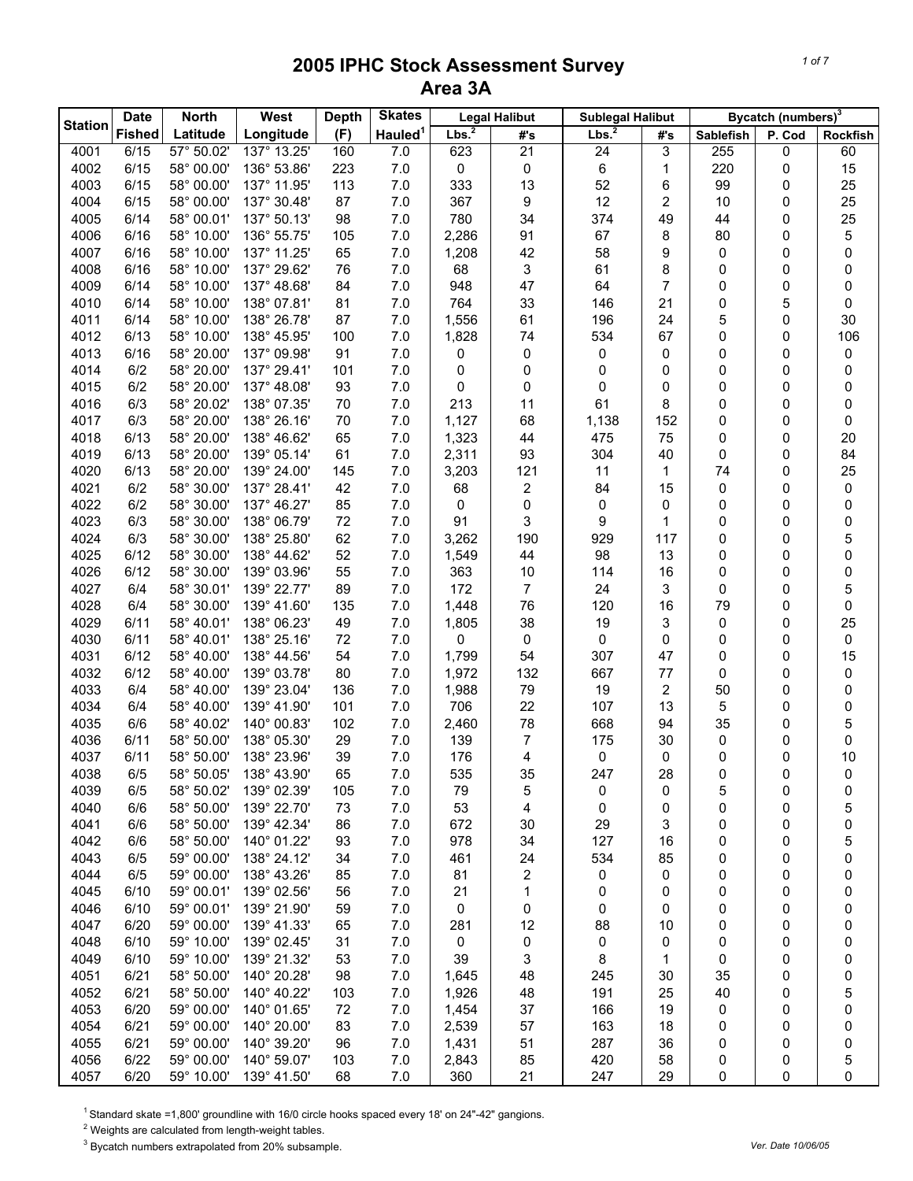# 2005 IPHC Stock Assessment Survey
## Area 3A

| Station | Date Fished | North Latitude | West Longitude | Depth (F) | Skates Hauled[1] | Legal Halibut | | Sublegal Halibut | | Bycatch (numbers)[3] | | |
|---|---|---|---|---|---|---|---|---|---|---|---|---|
| | | | | | | Lbs.[2] | #'s | Lbs.[2] | #'s | Sablefish | P. Cod | Rockfish |
| 4001 | 6/15 | 57° 50.02' | 137° 13.25' | 160 | 7.0 | 623 | 21 | 24 | 3 | 255 | 0 | 60 |
| 4002 | 6/15 | 58° 00.00' | 136° 53.86' | 223 | 7.0 | 0 | 0 | 6 | 1 | 220 | 0 | 15 |
| 4003 | 6/15 | 58° 00.00' | 137° 11.95' | 113 | 7.0 | 333 | 13 | 52 | 6 | 99 | 0 | 25 |
| 4004 | 6/15 | 58° 00.00' | 137° 30.48' | 87 | 7.0 | 367 | 9 | 12 | 2 | 10 | 0 | 25 |
| 4005 | 6/14 | 58° 00.01' | 137° 50.13' | 98 | 7.0 | 780 | 34 | 374 | 49 | 44 | 0 | 25 |
| 4006 | 6/16 | 58° 10.00' | 136° 55.75' | 105 | 7.0 | 2,286 | 91 | 67 | 8 | 80 | 0 | 5 |
| 4007 | 6/16 | 58° 10.00' | 137° 11.25' | 65 | 7.0 | 1,208 | 42 | 58 | 9 | 0 | 0 | 0 |
| 4008 | 6/16 | 58° 10.00' | 137° 29.62' | 76 | 7.0 | 68 | 3 | 61 | 8 | 0 | 0 | 0 |
| 4009 | 6/14 | 58° 10.00' | 137° 48.68' | 84 | 7.0 | 948 | 47 | 64 | 7 | 0 | 0 | 0 |
| 4010 | 6/14 | 58° 10.00' | 138° 07.81' | 81 | 7.0 | 764 | 33 | 146 | 21 | 0 | 5 | 0 |
| 4011 | 6/14 | 58° 10.00' | 138° 26.78' | 87 | 7.0 | 1,556 | 61 | 196 | 24 | 5 | 0 | 30 |
| 4012 | 6/13 | 58° 10.00' | 138° 45.95' | 100 | 7.0 | 1,828 | 74 | 534 | 67 | 0 | 0 | 106 |
| 4013 | 6/16 | 58° 20.00' | 137° 09.98' | 91 | 7.0 | 0 | 0 | 0 | 0 | 0 | 0 | 0 |
| 4014 | 6/2 | 58° 20.00' | 137° 29.41' | 101 | 7.0 | 0 | 0 | 0 | 0 | 0 | 0 | 0 |
| 4015 | 6/2 | 58° 20.00' | 137° 48.08' | 93 | 7.0 | 0 | 0 | 0 | 0 | 0 | 0 | 0 |
| 4016 | 6/3 | 58° 20.02' | 138° 07.35' | 70 | 7.0 | 213 | 11 | 61 | 8 | 0 | 0 | 0 |
| 4017 | 6/3 | 58° 20.00' | 138° 26.16' | 70 | 7.0 | 1,127 | 68 | 1,138 | 152 | 0 | 0 | 0 |
| 4018 | 6/13 | 58° 20.00' | 138° 46.62' | 65 | 7.0 | 1,323 | 44 | 475 | 75 | 0 | 0 | 20 |
| 4019 | 6/13 | 58° 20.00' | 139° 05.14' | 61 | 7.0 | 2,311 | 93 | 304 | 40 | 0 | 0 | 84 |
| 4020 | 6/13 | 58° 20.00' | 139° 24.00' | 145 | 7.0 | 3,203 | 121 | 11 | 1 | 74 | 0 | 25 |
| 4021 | 6/2 | 58° 30.00' | 137° 28.41' | 42 | 7.0 | 68 | 2 | 84 | 15 | 0 | 0 | 0 |
| 4022 | 6/2 | 58° 30.00' | 137° 46.27' | 85 | 7.0 | 0 | 0 | 0 | 0 | 0 | 0 | 0 |
| 4023 | 6/3 | 58° 30.00' | 138° 06.79' | 72 | 7.0 | 91 | 3 | 9 | 1 | 0 | 0 | 0 |
| 4024 | 6/3 | 58° 30.00' | 138° 25.80' | 62 | 7.0 | 3,262 | 190 | 929 | 117 | 0 | 0 | 5 |
| 4025 | 6/12 | 58° 30.00' | 138° 44.62' | 52 | 7.0 | 1,549 | 44 | 98 | 13 | 0 | 0 | 0 |
| 4026 | 6/12 | 58° 30.00' | 139° 03.96' | 55 | 7.0 | 363 | 10 | 114 | 16 | 0 | 0 | 0 |
| 4027 | 6/4 | 58° 30.01' | 139° 22.77' | 89 | 7.0 | 172 | 7 | 24 | 3 | 0 | 0 | 5 |
| 4028 | 6/4 | 58° 30.00' | 139° 41.60' | 135 | 7.0 | 1,448 | 76 | 120 | 16 | 79 | 0 | 0 |
| 4029 | 6/11 | 58° 40.01' | 138° 06.23' | 49 | 7.0 | 1,805 | 38 | 19 | 3 | 0 | 0 | 25 |
| 4030 | 6/11 | 58° 40.01' | 138° 25.16' | 72 | 7.0 | 0 | 0 | 0 | 0 | 0 | 0 | 0 |
| 4031 | 6/12 | 58° 40.00' | 138° 44.56' | 54 | 7.0 | 1,799 | 54 | 307 | 47 | 0 | 0 | 15 |
| 4032 | 6/12 | 58° 40.00' | 139° 03.78' | 80 | 7.0 | 1,972 | 132 | 667 | 77 | 0 | 0 | 0 |
| 4033 | 6/4 | 58° 40.00' | 139° 23.04' | 136 | 7.0 | 1,988 | 79 | 19 | 2 | 50 | 0 | 0 |
| 4034 | 6/4 | 58° 40.00' | 139° 41.90' | 101 | 7.0 | 706 | 22 | 107 | 13 | 5 | 0 | 0 |
| 4035 | 6/6 | 58° 40.02' | 140° 00.83' | 102 | 7.0 | 2,460 | 78 | 668 | 94 | 35 | 0 | 5 |
| 4036 | 6/11 | 58° 50.00' | 138° 05.30' | 29 | 7.0 | 139 | 7 | 175 | 30 | 0 | 0 | 0 |
| 4037 | 6/11 | 58° 50.00' | 138° 23.96' | 39 | 7.0 | 176 | 4 | 0 | 0 | 0 | 0 | 10 |
| 4038 | 6/5 | 58° 50.05' | 138° 43.90' | 65 | 7.0 | 535 | 35 | 247 | 28 | 0 | 0 | 0 |
| 4039 | 6/5 | 58° 50.02' | 139° 02.39' | 105 | 7.0 | 79 | 5 | 0 | 0 | 5 | 0 | 0 |
| 4040 | 6/6 | 58° 50.00' | 139° 22.70' | 73 | 7.0 | 53 | 4 | 0 | 0 | 0 | 0 | 5 |
| 4041 | 6/6 | 58° 50.00' | 139° 42.34' | 86 | 7.0 | 672 | 30 | 29 | 3 | 0 | 0 | 0 |
| 4042 | 6/6 | 58° 50.00' | 140° 01.22' | 93 | 7.0 | 978 | 34 | 127 | 16 | 0 | 0 | 5 |
| 4043 | 6/5 | 59° 00.00' | 138° 24.12' | 34 | 7.0 | 461 | 24 | 534 | 85 | 0 | 0 | 0 |
| 4044 | 6/5 | 59° 00.00' | 138° 43.26' | 85 | 7.0 | 81 | 2 | 0 | 0 | 0 | 0 | 0 |
| 4045 | 6/10 | 59° 00.01' | 139° 02.56' | 56 | 7.0 | 21 | 1 | 0 | 0 | 0 | 0 | 0 |
| 4046 | 6/10 | 59° 00.01' | 139° 21.90' | 59 | 7.0 | 0 | 0 | 0 | 0 | 0 | 0 | 0 |
| 4047 | 6/20 | 59° 00.00' | 139° 41.33' | 65 | 7.0 | 281 | 12 | 88 | 10 | 0 | 0 | 0 |
| 4048 | 6/10 | 59° 10.00' | 139° 02.45' | 31 | 7.0 | 0 | 0 | 0 | 0 | 0 | 0 | 0 |
| 4049 | 6/10 | 59° 10.00' | 139° 21.32' | 53 | 7.0 | 39 | 3 | 8 | 1 | 0 | 0 | 0 |
| 4051 | 6/21 | 58° 50.00' | 140° 20.28' | 98 | 7.0 | 1,645 | 48 | 245 | 30 | 35 | 0 | 0 |
| 4052 | 6/21 | 58° 50.00' | 140° 40.22' | 103 | 7.0 | 1,926 | 48 | 191 | 25 | 40 | 0 | 5 |
| 4053 | 6/20 | 59° 00.00' | 140° 01.65' | 72 | 7.0 | 1,454 | 37 | 166 | 19 | 0 | 0 | 0 |
| 4054 | 6/21 | 59° 00.00' | 140° 20.00' | 83 | 7.0 | 2,539 | 57 | 163 | 18 | 0 | 0 | 0 |
| 4055 | 6/21 | 59° 00.00' | 140° 39.20' | 96 | 7.0 | 1,431 | 51 | 287 | 36 | 0 | 0 | 0 |
| 4056 | 6/22 | 59° 00.00' | 140° 59.07' | 103 | 7.0 | 2,843 | 85 | 420 | 58 | 0 | 0 | 5 |
| 4057 | 6/20 | 59° 10.00' | 139° 41.50' | 68 | 7.0 | 360 | 21 | 247 | 29 | 0 | 0 | 0 |

[1] Standard skate =1,800' groundline with 16/0 circle hooks spaced every 18' on 24"-42" gangions.

[2] Weights are calculated from length-weight tables.

[3] Bycatch numbers extrapolated from 20% subsample.

Ver. Date 10/06/05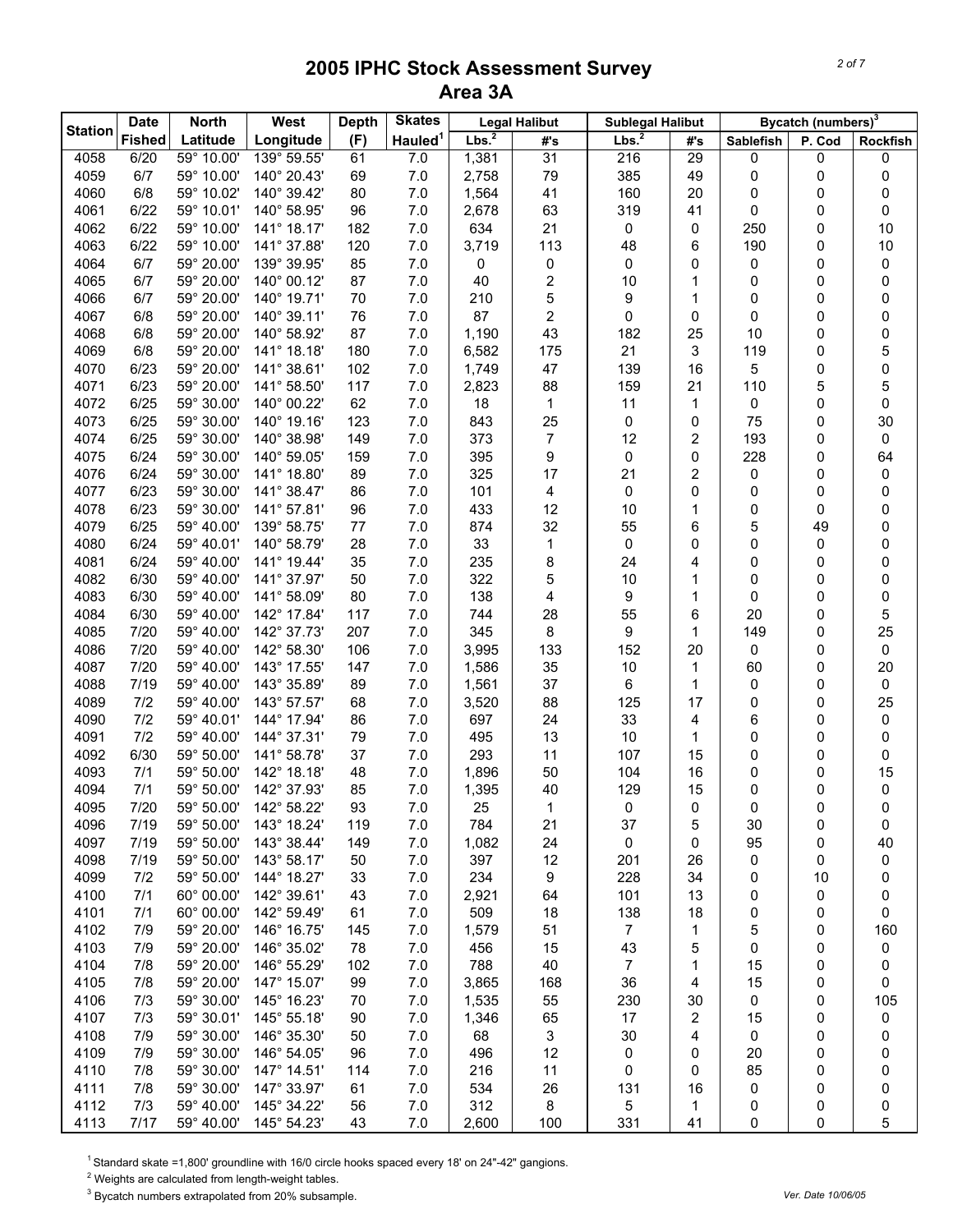# 2005 IPHC Stock Assessment Survey
## Area 3A

| Station | Date Fished | North Latitude | West Longitude | Depth (F) | Skates Hauled[1] | Legal Halibut Lbs.[2] | Legal Halibut #'s | Sublegal Halibut Lbs.[2] | Sublegal Halibut #'s | Bycatch (numbers)[3] Sablefish | P. Cod | Rockfish |
|---|---|---|---|---|---|---|---|---|---|---|---|---|
| 4058 | 6/20 | 59° 10.00' | 139° 59.55' | 61 | 7.0 | 1,381 | 31 | 216 | 29 | 0 | 0 | 0 |
| 4059 | 6/7 | 59° 10.00' | 140° 20.43' | 69 | 7.0 | 2,758 | 79 | 385 | 49 | 0 | 0 | 0 |
| 4060 | 6/8 | 59° 10.02' | 140° 39.42' | 80 | 7.0 | 1,564 | 41 | 160 | 20 | 0 | 0 | 0 |
| 4061 | 6/22 | 59° 10.01' | 140° 58.95' | 96 | 7.0 | 2,678 | 63 | 319 | 41 | 0 | 0 | 0 |
| 4062 | 6/22 | 59° 10.00' | 141° 18.17' | 182 | 7.0 | 634 | 21 | 0 | 0 | 250 | 0 | 10 |
| 4063 | 6/22 | 59° 10.00' | 141° 37.88' | 120 | 7.0 | 3,719 | 113 | 48 | 6 | 190 | 0 | 10 |
| 4064 | 6/7 | 59° 20.00' | 139° 39.95' | 85 | 7.0 | 0 | 0 | 0 | 0 | 0 | 0 | 0 |
| 4065 | 6/7 | 59° 20.00' | 140° 00.12' | 87 | 7.0 | 40 | 2 | 10 | 1 | 0 | 0 | 0 |
| 4066 | 6/7 | 59° 20.00' | 140° 19.71' | 70 | 7.0 | 210 | 5 | 9 | 1 | 0 | 0 | 0 |
| 4067 | 6/8 | 59° 20.00' | 140° 39.11' | 76 | 7.0 | 87 | 2 | 0 | 0 | 0 | 0 | 0 |
| 4068 | 6/8 | 59° 20.00' | 140° 58.92' | 87 | 7.0 | 1,190 | 43 | 182 | 25 | 10 | 0 | 0 |
| 4069 | 6/8 | 59° 20.00' | 141° 18.18' | 180 | 7.0 | 6,582 | 175 | 21 | 3 | 119 | 0 | 5 |
| 4070 | 6/23 | 59° 20.00' | 141° 38.61' | 102 | 7.0 | 1,749 | 47 | 139 | 16 | 5 | 0 | 0 |
| 4071 | 6/23 | 59° 20.00' | 141° 58.50' | 117 | 7.0 | 2,823 | 88 | 159 | 21 | 110 | 5 | 5 |
| 4072 | 6/25 | 59° 30.00' | 140° 00.22' | 62 | 7.0 | 18 | 1 | 11 | 1 | 0 | 0 | 0 |
| 4073 | 6/25 | 59° 30.00' | 140° 19.16' | 123 | 7.0 | 843 | 25 | 0 | 0 | 75 | 0 | 30 |
| 4074 | 6/25 | 59° 30.00' | 140° 38.98' | 149 | 7.0 | 373 | 7 | 12 | 2 | 193 | 0 | 0 |
| 4075 | 6/24 | 59° 30.00' | 140° 59.05' | 159 | 7.0 | 395 | 9 | 0 | 0 | 228 | 0 | 64 |
| 4076 | 6/24 | 59° 30.00' | 141° 18.80' | 89 | 7.0 | 325 | 17 | 21 | 2 | 0 | 0 | 0 |
| 4077 | 6/23 | 59° 30.00' | 141° 38.47' | 86 | 7.0 | 101 | 4 | 0 | 0 | 0 | 0 | 0 |
| 4078 | 6/23 | 59° 30.00' | 141° 57.81' | 96 | 7.0 | 433 | 12 | 10 | 1 | 0 | 0 | 0 |
| 4079 | 6/25 | 59° 40.00' | 139° 58.75' | 77 | 7.0 | 874 | 32 | 55 | 6 | 5 | 49 | 0 |
| 4080 | 6/24 | 59° 40.01' | 140° 58.79' | 28 | 7.0 | 33 | 1 | 0 | 0 | 0 | 0 | 0 |
| 4081 | 6/24 | 59° 40.00' | 141° 19.44' | 35 | 7.0 | 235 | 8 | 24 | 4 | 0 | 0 | 0 |
| 4082 | 6/30 | 59° 40.00' | 141° 37.97' | 50 | 7.0 | 322 | 5 | 10 | 1 | 0 | 0 | 0 |
| 4083 | 6/30 | 59° 40.00' | 141° 58.09' | 80 | 7.0 | 138 | 4 | 9 | 1 | 0 | 0 | 0 |
| 4084 | 6/30 | 59° 40.00' | 142° 17.84' | 117 | 7.0 | 744 | 28 | 55 | 6 | 20 | 0 | 5 |
| 4085 | 7/20 | 59° 40.00' | 142° 37.73' | 207 | 7.0 | 345 | 8 | 9 | 1 | 149 | 0 | 25 |
| 4086 | 7/20 | 59° 40.00' | 142° 58.30' | 106 | 7.0 | 3,995 | 133 | 152 | 20 | 0 | 0 | 0 |
| 4087 | 7/20 | 59° 40.00' | 143° 17.55' | 147 | 7.0 | 1,586 | 35 | 10 | 1 | 60 | 0 | 20 |
| 4088 | 7/19 | 59° 40.00' | 143° 35.89' | 89 | 7.0 | 1,561 | 37 | 6 | 1 | 0 | 0 | 0 |
| 4089 | 7/2 | 59° 40.00' | 143° 57.57' | 68 | 7.0 | 3,520 | 88 | 125 | 17 | 0 | 0 | 25 |
| 4090 | 7/2 | 59° 40.01' | 144° 17.94' | 86 | 7.0 | 697 | 24 | 33 | 4 | 6 | 0 | 0 |
| 4091 | 7/2 | 59° 40.00' | 144° 37.31' | 79 | 7.0 | 495 | 13 | 10 | 1 | 0 | 0 | 0 |
| 4092 | 6/30 | 59° 50.00' | 141° 58.78' | 37 | 7.0 | 293 | 11 | 107 | 15 | 0 | 0 | 0 |
| 4093 | 7/1 | 59° 50.00' | 142° 18.18' | 48 | 7.0 | 1,896 | 50 | 104 | 16 | 0 | 0 | 15 |
| 4094 | 7/1 | 59° 50.00' | 142° 37.93' | 85 | 7.0 | 1,395 | 40 | 129 | 15 | 0 | 0 | 0 |
| 4095 | 7/20 | 59° 50.00' | 142° 58.22' | 93 | 7.0 | 25 | 1 | 0 | 0 | 0 | 0 | 0 |
| 4096 | 7/19 | 59° 50.00' | 143° 18.24' | 119 | 7.0 | 784 | 21 | 37 | 5 | 30 | 0 | 0 |
| 4097 | 7/19 | 59° 50.00' | 143° 38.44' | 149 | 7.0 | 1,082 | 24 | 0 | 0 | 95 | 0 | 40 |
| 4098 | 7/19 | 59° 50.00' | 143° 58.17' | 50 | 7.0 | 397 | 12 | 201 | 26 | 0 | 0 | 0 |
| 4099 | 7/2 | 59° 50.00' | 144° 18.27' | 33 | 7.0 | 234 | 9 | 228 | 34 | 0 | 10 | 0 |
| 4100 | 7/1 | 60° 00.00' | 142° 39.61' | 43 | 7.0 | 2,921 | 64 | 101 | 13 | 0 | 0 | 0 |
| 4101 | 7/1 | 60° 00.00' | 142° 59.49' | 61 | 7.0 | 509 | 18 | 138 | 18 | 0 | 0 | 0 |
| 4102 | 7/9 | 59° 20.00' | 146° 16.75' | 145 | 7.0 | 1,579 | 51 | 7 | 1 | 5 | 0 | 160 |
| 4103 | 7/9 | 59° 20.00' | 146° 35.02' | 78 | 7.0 | 456 | 15 | 43 | 5 | 0 | 0 | 0 |
| 4104 | 7/8 | 59° 20.00' | 146° 55.29' | 102 | 7.0 | 788 | 40 | 7 | 1 | 15 | 0 | 0 |
| 4105 | 7/8 | 59° 20.00' | 147° 15.07' | 99 | 7.0 | 3,865 | 168 | 36 | 4 | 15 | 0 | 0 |
| 4106 | 7/3 | 59° 30.00' | 145° 16.23' | 70 | 7.0 | 1,535 | 55 | 230 | 30 | 0 | 0 | 105 |
| 4107 | 7/3 | 59° 30.01' | 145° 55.18' | 90 | 7.0 | 1,346 | 65 | 17 | 2 | 15 | 0 | 0 |
| 4108 | 7/9 | 59° 30.00' | 146° 35.30' | 50 | 7.0 | 68 | 3 | 30 | 4 | 0 | 0 | 0 |
| 4109 | 7/9 | 59° 30.00' | 146° 54.05' | 96 | 7.0 | 496 | 12 | 0 | 0 | 20 | 0 | 0 |
| 4110 | 7/8 | 59° 30.00' | 147° 14.51' | 114 | 7.0 | 216 | 11 | 0 | 0 | 85 | 0 | 0 |
| 4111 | 7/8 | 59° 30.00' | 147° 33.97' | 61 | 7.0 | 534 | 26 | 131 | 16 | 0 | 0 | 0 |
| 4112 | 7/3 | 59° 40.00' | 145° 34.22' | 56 | 7.0 | 312 | 8 | 5 | 1 | 0 | 0 | 0 |
| 4113 | 7/17 | 59° 40.00' | 145° 54.23' | 43 | 7.0 | 2,600 | 100 | 331 | 41 | 0 | 0 | 5 |

[1] Standard skate =1,800' groundline with 16/0 circle hooks spaced every 18' on 24"-42" gangions.

[2] Weights are calculated from length-weight tables.

[3] Bycatch numbers extrapolated from 20% subsample.

*Ver. Date 10/06/05*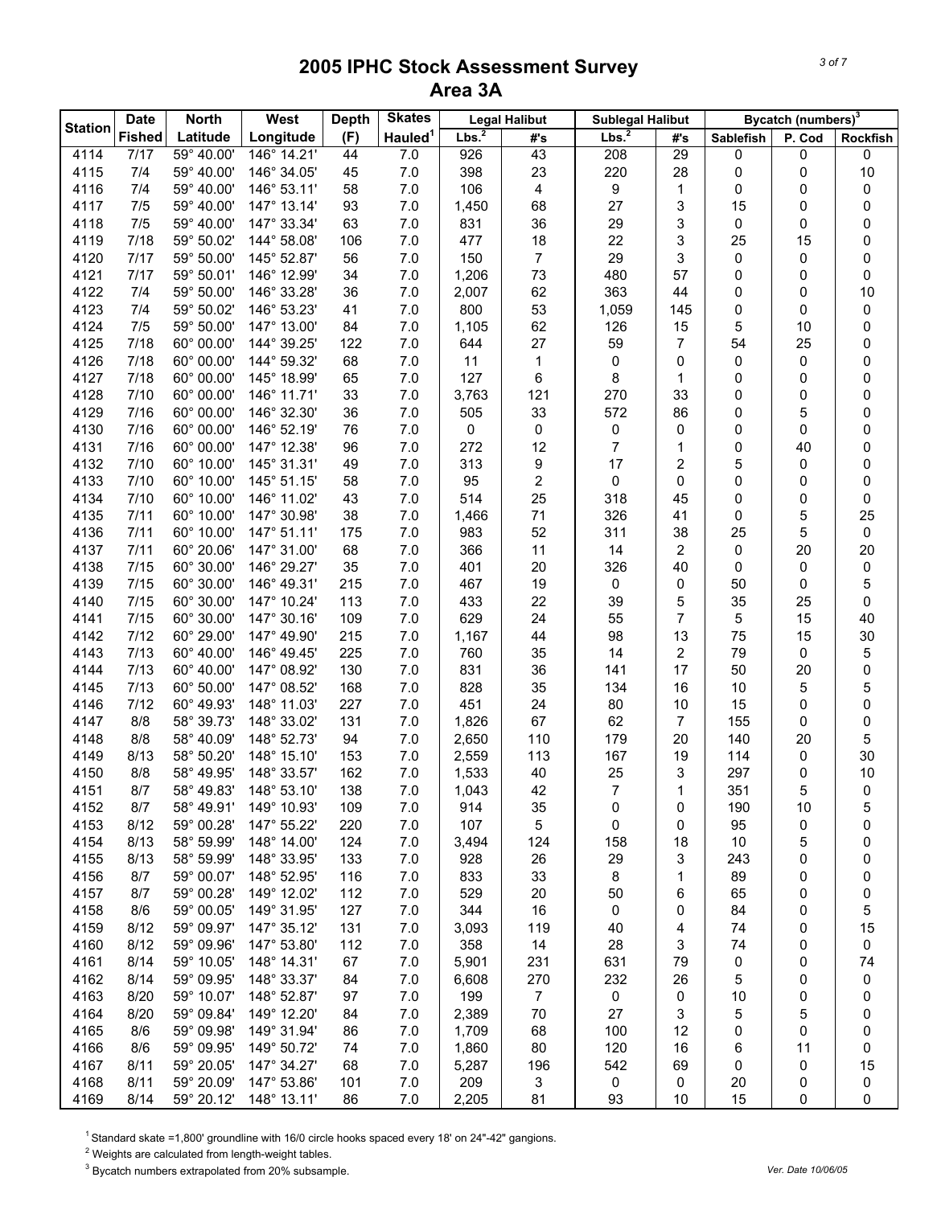# 2005 IPHC Stock Assessment Survey
## Area 3A

| Station | Date Fished | North Latitude | West Longitude | Depth (F) | Skates Hauled[1] | Legal Halibut | | Sublegal Halibut | | Bycatch (numbers)[3] | | |
|---|---|---|---|---|---|---|---|---|---|---|---|---|
| | | | | | | Lbs.[2] | #'s | Lbs.[2] | #'s | Sablefish | P. Cod | Rockfish |
| 4114 | 7/17 | 59° 40.00' | 146° 14.21' | 44 | 7.0 | 926 | 43 | 208 | 29 | 0 | 0 | 0 |
| 4115 | 7/4 | 59° 40.00' | 146° 34.05' | 45 | 7.0 | 398 | 23 | 220 | 28 | 0 | 0 | 10 |
| 4116 | 7/4 | 59° 40.00' | 146° 53.11' | 58 | 7.0 | 106 | 4 | 9 | 1 | 0 | 0 | 0 |
| 4117 | 7/5 | 59° 40.00' | 147° 13.14' | 93 | 7.0 | 1,450 | 68 | 27 | 3 | 15 | 0 | 0 |
| 4118 | 7/5 | 59° 40.00' | 147° 33.34' | 63 | 7.0 | 831 | 36 | 29 | 3 | 0 | 0 | 0 |
| 4119 | 7/18 | 59° 50.02' | 144° 58.08' | 106 | 7.0 | 477 | 18 | 22 | 3 | 25 | 15 | 0 |
| 4120 | 7/17 | 59° 50.00' | 145° 52.87' | 56 | 7.0 | 150 | 7 | 29 | 3 | 0 | 0 | 0 |
| 4121 | 7/17 | 59° 50.01' | 146° 12.99' | 34 | 7.0 | 1,206 | 73 | 480 | 57 | 0 | 0 | 0 |
| 4122 | 7/4 | 59° 50.00' | 146° 33.28' | 36 | 7.0 | 2,007 | 62 | 363 | 44 | 0 | 0 | 10 |
| 4123 | 7/4 | 59° 50.02' | 146° 53.23' | 41 | 7.0 | 800 | 53 | 1,059 | 145 | 0 | 0 | 0 |
| 4124 | 7/5 | 59° 50.00' | 147° 13.00' | 84 | 7.0 | 1,105 | 62 | 126 | 15 | 5 | 10 | 0 |
| 4125 | 7/18 | 60° 00.00' | 144° 39.25' | 122 | 7.0 | 644 | 27 | 59 | 7 | 54 | 25 | 0 |
| 4126 | 7/18 | 60° 00.00' | 144° 59.32' | 68 | 7.0 | 11 | 1 | 0 | 0 | 0 | 0 | 0 |
| 4127 | 7/18 | 60° 00.00' | 145° 18.99' | 65 | 7.0 | 127 | 6 | 8 | 1 | 0 | 0 | 0 |
| 4128 | 7/10 | 60° 00.00' | 146° 11.71' | 33 | 7.0 | 3,763 | 121 | 270 | 33 | 0 | 0 | 0 |
| 4129 | 7/16 | 60° 00.00' | 146° 32.30' | 36 | 7.0 | 505 | 33 | 572 | 86 | 0 | 5 | 0 |
| 4130 | 7/16 | 60° 00.00' | 146° 52.19' | 76 | 7.0 | 0 | 0 | 0 | 0 | 0 | 0 | 0 |
| 4131 | 7/16 | 60° 00.00' | 147° 12.38' | 96 | 7.0 | 272 | 12 | 7 | 1 | 0 | 40 | 0 |
| 4132 | 7/10 | 60° 10.00' | 145° 31.31' | 49 | 7.0 | 313 | 9 | 17 | 2 | 5 | 0 | 0 |
| 4133 | 7/10 | 60° 10.00' | 145° 51.15' | 58 | 7.0 | 95 | 2 | 0 | 0 | 0 | 0 | 0 |
| 4134 | 7/10 | 60° 10.00' | 146° 11.02' | 43 | 7.0 | 514 | 25 | 318 | 45 | 0 | 0 | 0 |
| 4135 | 7/11 | 60° 10.00' | 147° 30.98' | 38 | 7.0 | 1,466 | 71 | 326 | 41 | 0 | 5 | 25 |
| 4136 | 7/11 | 60° 10.00' | 147° 51.11' | 175 | 7.0 | 983 | 52 | 311 | 38 | 25 | 5 | 0 |
| 4137 | 7/11 | 60° 20.06' | 147° 31.00' | 68 | 7.0 | 366 | 11 | 14 | 2 | 0 | 20 | 20 |
| 4138 | 7/15 | 60° 30.00' | 146° 29.27' | 35 | 7.0 | 401 | 20 | 326 | 40 | 0 | 0 | 0 |
| 4139 | 7/15 | 60° 30.00' | 146° 49.31' | 215 | 7.0 | 467 | 19 | 0 | 0 | 50 | 0 | 5 |
| 4140 | 7/15 | 60° 30.00' | 147° 10.24' | 113 | 7.0 | 433 | 22 | 39 | 5 | 35 | 25 | 0 |
| 4141 | 7/15 | 60° 30.00' | 147° 30.16' | 109 | 7.0 | 629 | 24 | 55 | 7 | 5 | 15 | 40 |
| 4142 | 7/12 | 60° 29.00' | 147° 49.90' | 215 | 7.0 | 1,167 | 44 | 98 | 13 | 75 | 15 | 30 |
| 4143 | 7/13 | 60° 40.00' | 146° 49.45' | 225 | 7.0 | 760 | 35 | 14 | 2 | 79 | 0 | 5 |
| 4144 | 7/13 | 60° 40.00' | 147° 08.92' | 130 | 7.0 | 831 | 36 | 141 | 17 | 50 | 20 | 0 |
| 4145 | 7/13 | 60° 50.00' | 147° 08.52' | 168 | 7.0 | 828 | 35 | 134 | 16 | 10 | 5 | 5 |
| 4146 | 7/12 | 60° 49.93' | 148° 11.03' | 227 | 7.0 | 451 | 24 | 80 | 10 | 15 | 0 | 0 |
| 4147 | 8/8 | 58° 39.73' | 148° 33.02' | 131 | 7.0 | 1,826 | 67 | 62 | 7 | 155 | 0 | 0 |
| 4148 | 8/8 | 58° 40.09' | 148° 52.73' | 94 | 7.0 | 2,650 | 110 | 179 | 20 | 140 | 20 | 5 |
| 4149 | 8/13 | 58° 50.20' | 148° 15.10' | 153 | 7.0 | 2,559 | 113 | 167 | 19 | 114 | 0 | 30 |
| 4150 | 8/8 | 58° 49.95' | 148° 33.57' | 162 | 7.0 | 1,533 | 40 | 25 | 3 | 297 | 0 | 10 |
| 4151 | 8/7 | 58° 49.83' | 148° 53.10' | 138 | 7.0 | 1,043 | 42 | 7 | 1 | 351 | 5 | 0 |
| 4152 | 8/7 | 58° 49.91' | 149° 10.93' | 109 | 7.0 | 914 | 35 | 0 | 0 | 190 | 10 | 5 |
| 4153 | 8/12 | 59° 00.28' | 147° 55.22' | 220 | 7.0 | 107 | 5 | 0 | 0 | 95 | 0 | 0 |
| 4154 | 8/13 | 58° 59.99' | 148° 14.00' | 124 | 7.0 | 3,494 | 124 | 158 | 18 | 10 | 5 | 0 |
| 4155 | 8/13 | 58° 59.99' | 148° 33.95' | 133 | 7.0 | 928 | 26 | 29 | 3 | 243 | 0 | 0 |
| 4156 | 8/7 | 59° 00.07' | 148° 52.95' | 116 | 7.0 | 833 | 33 | 8 | 1 | 89 | 0 | 0 |
| 4157 | 8/7 | 59° 00.28' | 149° 12.02' | 112 | 7.0 | 529 | 20 | 50 | 6 | 65 | 0 | 0 |
| 4158 | 8/6 | 59° 00.05' | 149° 31.95' | 127 | 7.0 | 344 | 16 | 0 | 0 | 84 | 0 | 5 |
| 4159 | 8/12 | 59° 09.97' | 147° 35.12' | 131 | 7.0 | 3,093 | 119 | 40 | 4 | 74 | 0 | 15 |
| 4160 | 8/12 | 59° 09.96' | 147° 53.80' | 112 | 7.0 | 358 | 14 | 28 | 3 | 74 | 0 | 0 |
| 4161 | 8/14 | 59° 10.05' | 148° 14.31' | 67 | 7.0 | 5,901 | 231 | 631 | 79 | 0 | 0 | 74 |
| 4162 | 8/14 | 59° 09.95' | 148° 33.37' | 84 | 7.0 | 6,608 | 270 | 232 | 26 | 5 | 0 | 0 |
| 4163 | 8/20 | 59° 10.07' | 148° 52.87' | 97 | 7.0 | 199 | 7 | 0 | 0 | 10 | 0 | 0 |
| 4164 | 8/20 | 59° 09.84' | 149° 12.20' | 84 | 7.0 | 2,389 | 70 | 27 | 3 | 5 | 5 | 0 |
| 4165 | 8/6 | 59° 09.98' | 149° 31.94' | 86 | 7.0 | 1,709 | 68 | 100 | 12 | 0 | 0 | 0 |
| 4166 | 8/6 | 59° 09.95' | 149° 50.72' | 74 | 7.0 | 1,860 | 80 | 120 | 16 | 6 | 11 | 0 |
| 4167 | 8/11 | 59° 20.05' | 147° 34.27' | 68 | 7.0 | 5,287 | 196 | 542 | 69 | 0 | 0 | 15 |
| 4168 | 8/11 | 59° 20.09' | 147° 53.86' | 101 | 7.0 | 209 | 3 | 0 | 0 | 20 | 0 | 0 |
| 4169 | 8/14 | 59° 20.12' | 148° 13.11' | 86 | 7.0 | 2,205 | 81 | 93 | 10 | 15 | 0 | 0 |

[1] Standard skate =1,800' groundline with 16/0 circle hooks spaced every 18' on 24"-42" gangions.

[2] Weights are calculated from length-weight tables.

[3] Bycatch numbers extrapolated from 20% subsample.

Ver. Date 10/06/05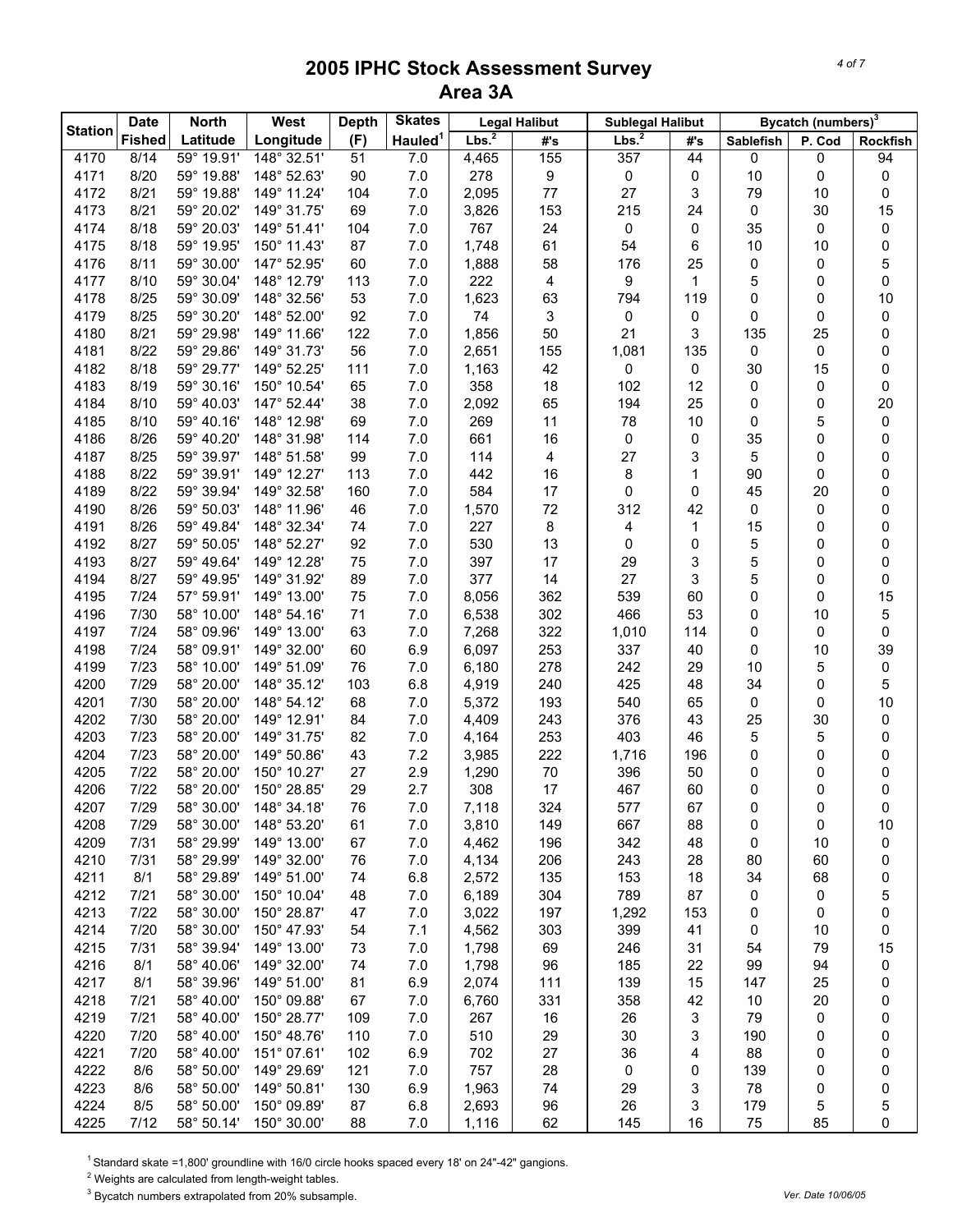# 2005 IPHC Stock Assessment Survey
## Area 3A

| Station | Date Fished | North Latitude | West Longitude | Depth (F) | Skates Hauled[1] | Legal Halibut Lbs.[2] | Legal Halibut #'s | Sublegal Halibut Lbs.[2] | Sublegal Halibut #'s | Bycatch (numbers)[3] Sablefish | Bycatch (numbers)[3] P. Cod | Bycatch (numbers)[3] Rockfish |
|---|---|---|---|---|---|---|---|---|---|---|---|---|
| 4170 | 8/14 | 59° 19.91' | 148° 32.51' | 51 | 7.0 | 4,465 | 155 | 357 | 44 | 0 | 0 | 94 |
| 4171 | 8/20 | 59° 19.88' | 148° 52.63' | 90 | 7.0 | 278 | 9 | 0 | 0 | 10 | 0 | 0 |
| 4172 | 8/21 | 59° 19.88' | 149° 11.24' | 104 | 7.0 | 2,095 | 77 | 27 | 3 | 79 | 10 | 0 |
| 4173 | 8/21 | 59° 20.02' | 149° 31.75' | 69 | 7.0 | 3,826 | 153 | 215 | 24 | 0 | 30 | 15 |
| 4174 | 8/18 | 59° 20.03' | 149° 51.41' | 104 | 7.0 | 767 | 24 | 0 | 0 | 35 | 0 | 0 |
| 4175 | 8/18 | 59° 19.95' | 150° 11.43' | 87 | 7.0 | 1,748 | 61 | 54 | 6 | 10 | 10 | 0 |
| 4176 | 8/11 | 59° 30.00' | 147° 52.95' | 60 | 7.0 | 1,888 | 58 | 176 | 25 | 0 | 0 | 5 |
| 4177 | 8/10 | 59° 30.04' | 148° 12.79' | 113 | 7.0 | 222 | 4 | 9 | 1 | 5 | 0 | 0 |
| 4178 | 8/25 | 59° 30.09' | 148° 32.56' | 53 | 7.0 | 1,623 | 63 | 794 | 119 | 0 | 0 | 10 |
| 4179 | 8/25 | 59° 30.20' | 148° 52.00' | 92 | 7.0 | 74 | 3 | 0 | 0 | 0 | 0 | 0 |
| 4180 | 8/21 | 59° 29.98' | 149° 11.66' | 122 | 7.0 | 1,856 | 50 | 21 | 3 | 135 | 25 | 0 |
| 4181 | 8/22 | 59° 29.86' | 149° 31.73' | 56 | 7.0 | 2,651 | 155 | 1,081 | 135 | 0 | 0 | 0 |
| 4182 | 8/18 | 59° 29.77' | 149° 52.25' | 111 | 7.0 | 1,163 | 42 | 0 | 0 | 30 | 15 | 0 |
| 4183 | 8/19 | 59° 30.16' | 150° 10.54' | 65 | 7.0 | 358 | 18 | 102 | 12 | 0 | 0 | 0 |
| 4184 | 8/10 | 59° 40.03' | 147° 52.44' | 38 | 7.0 | 2,092 | 65 | 194 | 25 | 0 | 0 | 20 |
| 4185 | 8/10 | 59° 40.16' | 148° 12.98' | 69 | 7.0 | 269 | 11 | 78 | 10 | 0 | 5 | 0 |
| 4186 | 8/26 | 59° 40.20' | 148° 31.98' | 114 | 7.0 | 661 | 16 | 0 | 0 | 35 | 0 | 0 |
| 4187 | 8/25 | 59° 39.97' | 148° 51.58' | 99 | 7.0 | 114 | 4 | 27 | 3 | 5 | 0 | 0 |
| 4188 | 8/22 | 59° 39.91' | 149° 12.27' | 113 | 7.0 | 442 | 16 | 8 | 1 | 90 | 0 | 0 |
| 4189 | 8/22 | 59° 39.94' | 149° 32.58' | 160 | 7.0 | 584 | 17 | 0 | 0 | 45 | 20 | 0 |
| 4190 | 8/26 | 59° 50.03' | 148° 11.96' | 46 | 7.0 | 1,570 | 72 | 312 | 42 | 0 | 0 | 0 |
| 4191 | 8/26 | 59° 49.84' | 148° 32.34' | 74 | 7.0 | 227 | 8 | 4 | 1 | 15 | 0 | 0 |
| 4192 | 8/27 | 59° 50.05' | 148° 52.27' | 92 | 7.0 | 530 | 13 | 0 | 0 | 5 | 0 | 0 |
| 4193 | 8/27 | 59° 49.64' | 149° 12.28' | 75 | 7.0 | 397 | 17 | 29 | 3 | 5 | 0 | 0 |
| 4194 | 8/27 | 59° 49.95' | 149° 31.92' | 89 | 7.0 | 377 | 14 | 27 | 3 | 5 | 0 | 0 |
| 4195 | 7/24 | 57° 59.91' | 149° 13.00' | 75 | 7.0 | 8,056 | 362 | 539 | 60 | 0 | 0 | 15 |
| 4196 | 7/30 | 58° 10.00' | 148° 54.16' | 71 | 7.0 | 6,538 | 302 | 466 | 53 | 0 | 10 | 5 |
| 4197 | 7/24 | 58° 09.96' | 149° 13.00' | 63 | 7.0 | 7,268 | 322 | 1,010 | 114 | 0 | 0 | 0 |
| 4198 | 7/24 | 58° 09.91' | 149° 32.00' | 60 | 6.9 | 6,097 | 253 | 337 | 40 | 0 | 10 | 39 |
| 4199 | 7/23 | 58° 10.00' | 149° 51.09' | 76 | 7.0 | 6,180 | 278 | 242 | 29 | 10 | 5 | 0 |
| 4200 | 7/29 | 58° 20.00' | 148° 35.12' | 103 | 6.8 | 4,919 | 240 | 425 | 48 | 34 | 0 | 5 |
| 4201 | 7/30 | 58° 20.00' | 148° 54.12' | 68 | 7.0 | 5,372 | 193 | 540 | 65 | 0 | 0 | 10 |
| 4202 | 7/30 | 58° 20.00' | 149° 12.91' | 84 | 7.0 | 4,409 | 243 | 376 | 43 | 25 | 30 | 0 |
| 4203 | 7/23 | 58° 20.00' | 149° 31.75' | 82 | 7.0 | 4,164 | 253 | 403 | 46 | 5 | 5 | 0 |
| 4204 | 7/23 | 58° 20.00' | 149° 50.86' | 43 | 7.2 | 3,985 | 222 | 1,716 | 196 | 0 | 0 | 0 |
| 4205 | 7/22 | 58° 20.00' | 150° 10.27' | 27 | 2.9 | 1,290 | 70 | 396 | 50 | 0 | 0 | 0 |
| 4206 | 7/22 | 58° 20.00' | 150° 28.85' | 29 | 2.7 | 308 | 17 | 467 | 60 | 0 | 0 | 0 |
| 4207 | 7/29 | 58° 30.00' | 148° 34.18' | 76 | 7.0 | 7,118 | 324 | 577 | 67 | 0 | 0 | 0 |
| 4208 | 7/29 | 58° 30.00' | 148° 53.20' | 61 | 7.0 | 3,810 | 149 | 667 | 88 | 0 | 0 | 10 |
| 4209 | 7/31 | 58° 29.99' | 149° 13.00' | 67 | 7.0 | 4,462 | 196 | 342 | 48 | 0 | 10 | 0 |
| 4210 | 7/31 | 58° 29.99' | 149° 32.00' | 76 | 7.0 | 4,134 | 206 | 243 | 28 | 80 | 60 | 0 |
| 4211 | 8/1 | 58° 29.89' | 149° 51.00' | 74 | 6.8 | 2,572 | 135 | 153 | 18 | 34 | 68 | 0 |
| 4212 | 7/21 | 58° 30.00' | 150° 10.04' | 48 | 7.0 | 6,189 | 304 | 789 | 87 | 0 | 0 | 5 |
| 4213 | 7/22 | 58° 30.00' | 150° 28.87' | 47 | 7.0 | 3,022 | 197 | 1,292 | 153 | 0 | 0 | 0 |
| 4214 | 7/20 | 58° 30.00' | 150° 47.93' | 54 | 7.1 | 4,562 | 303 | 399 | 41 | 0 | 10 | 0 |
| 4215 | 7/31 | 58° 39.94' | 149° 13.00' | 73 | 7.0 | 1,798 | 69 | 246 | 31 | 54 | 79 | 15 |
| 4216 | 8/1 | 58° 40.06' | 149° 32.00' | 74 | 7.0 | 1,798 | 96 | 185 | 22 | 99 | 94 | 0 |
| 4217 | 8/1 | 58° 39.96' | 149° 51.00' | 81 | 6.9 | 2,074 | 111 | 139 | 15 | 147 | 25 | 0 |
| 4218 | 7/21 | 58° 40.00' | 150° 09.88' | 67 | 7.0 | 6,760 | 331 | 358 | 42 | 10 | 20 | 0 |
| 4219 | 7/21 | 58° 40.00' | 150° 28.77' | 109 | 7.0 | 267 | 16 | 26 | 3 | 79 | 0 | 0 |
| 4220 | 7/20 | 58° 40.00' | 150° 48.76' | 110 | 7.0 | 510 | 29 | 30 | 3 | 190 | 0 | 0 |
| 4221 | 7/20 | 58° 40.00' | 151° 07.61' | 102 | 6.9 | 702 | 27 | 36 | 4 | 88 | 0 | 0 |
| 4222 | 8/6 | 58° 50.00' | 149° 29.69' | 121 | 7.0 | 757 | 28 | 0 | 0 | 139 | 0 | 0 |
| 4223 | 8/6 | 58° 50.00' | 149° 50.81' | 130 | 6.9 | 1,963 | 74 | 29 | 3 | 78 | 0 | 0 |
| 4224 | 8/5 | 58° 50.00' | 150° 09.89' | 87 | 6.8 | 2,693 | 96 | 26 | 3 | 179 | 5 | 5 |
| 4225 | 7/12 | 58° 50.14' | 150° 30.00' | 88 | 7.0 | 1,116 | 62 | 145 | 16 | 75 | 85 | 0 |

[1] Standard skate =1,800' groundline with 16/0 circle hooks spaced every 18' on 24"-42" gangions.

[2] Weights are calculated from length-weight tables.

[3] Bycatch numbers extrapolated from 20% subsample.

Ver. Date 10/06/05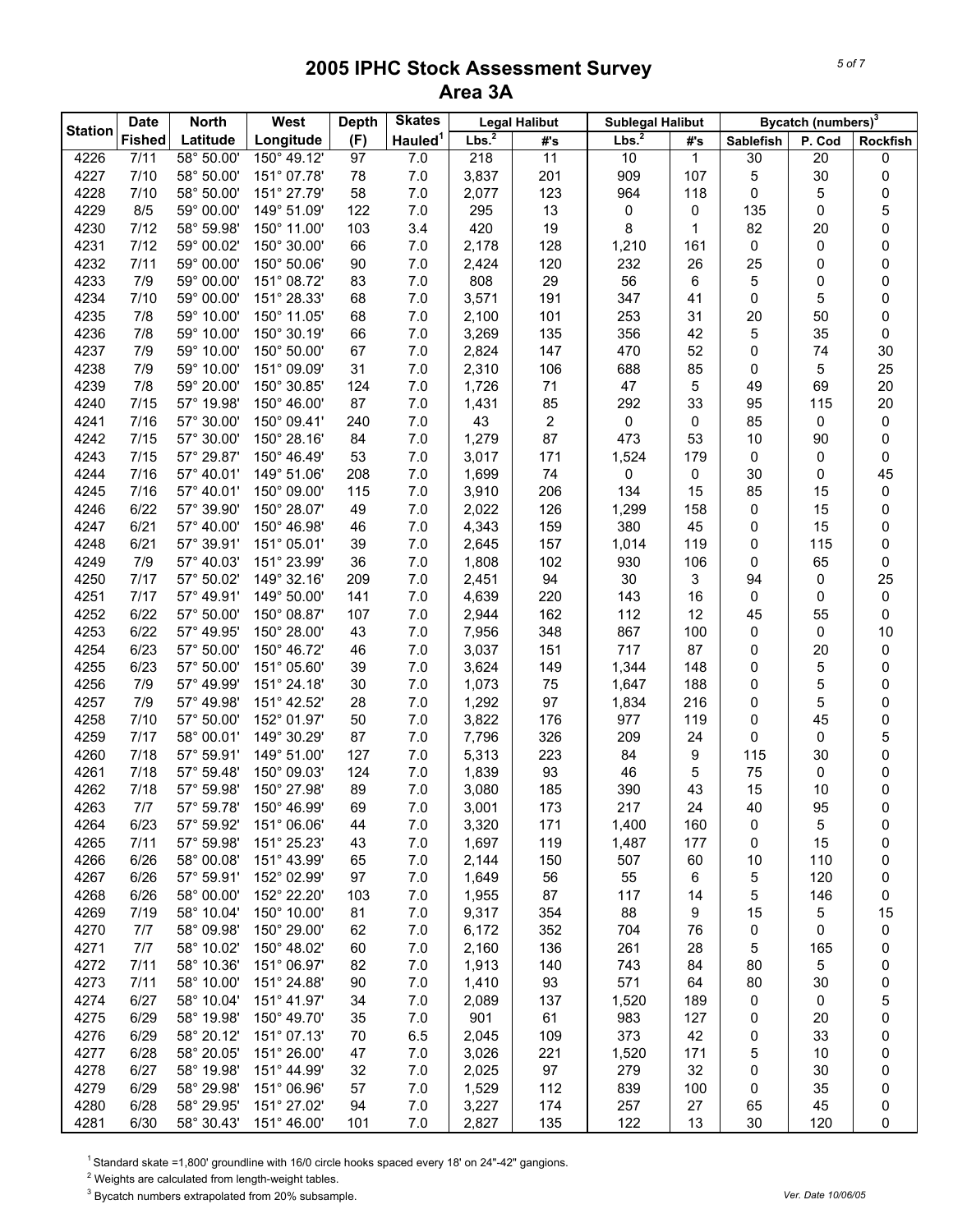# 2005 IPHC Stock Assessment Survey
## Area 3A

| Station | Date Fished | North Latitude | West Longitude | Depth (F) | Skates Hauled[1] | Legal Halibut | | Sublegal Halibut | | Bycatch (numbers)[3] | | |
|---|---|---|---|---|---|---|---|---|---|---|---|---|
| | | | | | | Lbs.[2] | #'s | Lbs.[2] | #'s | Sablefish | P. Cod | Rockfish |
| 4226 | 7/11 | 58° 50.00' | 150° 49.12' | 97 | 7.0 | 218 | 11 | 10 | 1 | 30 | 20 | 0 |
| 4227 | 7/10 | 58° 50.00' | 151° 07.78' | 78 | 7.0 | 3,837 | 201 | 909 | 107 | 5 | 30 | 0 |
| 4228 | 7/10 | 58° 50.00' | 151° 27.79' | 58 | 7.0 | 2,077 | 123 | 964 | 118 | 0 | 5 | 0 |
| 4229 | 8/5 | 59° 00.00' | 149° 51.09' | 122 | 7.0 | 295 | 13 | 0 | 0 | 135 | 0 | 5 |
| 4230 | 7/12 | 58° 59.98' | 150° 11.00' | 103 | 3.4 | 420 | 19 | 8 | 1 | 82 | 20 | 0 |
| 4231 | 7/12 | 59° 00.02' | 150° 30.00' | 66 | 7.0 | 2,178 | 128 | 1,210 | 161 | 0 | 0 | 0 |
| 4232 | 7/11 | 59° 00.00' | 150° 50.06' | 90 | 7.0 | 2,424 | 120 | 232 | 26 | 25 | 0 | 0 |
| 4233 | 7/9 | 59° 00.00' | 151° 08.72' | 83 | 7.0 | 808 | 29 | 56 | 6 | 5 | 0 | 0 |
| 4234 | 7/10 | 59° 00.00' | 151° 28.33' | 68 | 7.0 | 3,571 | 191 | 347 | 41 | 0 | 5 | 0 |
| 4235 | 7/8 | 59° 10.00' | 150° 11.05' | 68 | 7.0 | 2,100 | 101 | 253 | 31 | 20 | 50 | 0 |
| 4236 | 7/8 | 59° 10.00' | 150° 30.19' | 66 | 7.0 | 3,269 | 135 | 356 | 42 | 5 | 35 | 0 |
| 4237 | 7/9 | 59° 10.00' | 150° 50.00' | 67 | 7.0 | 2,824 | 147 | 470 | 52 | 0 | 74 | 30 |
| 4238 | 7/9 | 59° 10.00' | 151° 09.09' | 31 | 7.0 | 2,310 | 106 | 688 | 85 | 0 | 5 | 25 |
| 4239 | 7/8 | 59° 20.00' | 150° 30.85' | 124 | 7.0 | 1,726 | 71 | 47 | 5 | 49 | 69 | 20 |
| 4240 | 7/15 | 57° 19.98' | 150° 46.00' | 87 | 7.0 | 1,431 | 85 | 292 | 33 | 95 | 115 | 20 |
| 4241 | 7/16 | 57° 30.00' | 150° 09.41' | 240 | 7.0 | 43 | 2 | 0 | 0 | 85 | 0 | 0 |
| 4242 | 7/15 | 57° 30.00' | 150° 28.16' | 84 | 7.0 | 1,279 | 87 | 473 | 53 | 10 | 90 | 0 |
| 4243 | 7/15 | 57° 29.87' | 150° 46.49' | 53 | 7.0 | 3,017 | 171 | 1,524 | 179 | 0 | 0 | 0 |
| 4244 | 7/16 | 57° 40.01' | 149° 51.06' | 208 | 7.0 | 1,699 | 74 | 0 | 0 | 30 | 0 | 45 |
| 4245 | 7/16 | 57° 40.01' | 150° 09.00' | 115 | 7.0 | 3,910 | 206 | 134 | 15 | 85 | 15 | 0 |
| 4246 | 6/22 | 57° 39.90' | 150° 28.07' | 49 | 7.0 | 2,022 | 126 | 1,299 | 158 | 0 | 15 | 0 |
| 4247 | 6/21 | 57° 40.00' | 150° 46.98' | 46 | 7.0 | 4,343 | 159 | 380 | 45 | 0 | 15 | 0 |
| 4248 | 6/21 | 57° 39.91' | 151° 05.01' | 39 | 7.0 | 2,645 | 157 | 1,014 | 119 | 0 | 115 | 0 |
| 4249 | 7/9 | 57° 40.03' | 151° 23.99' | 36 | 7.0 | 1,808 | 102 | 930 | 106 | 0 | 65 | 0 |
| 4250 | 7/17 | 57° 50.02' | 149° 32.16' | 209 | 7.0 | 2,451 | 94 | 30 | 3 | 94 | 0 | 25 |
| 4251 | 7/17 | 57° 49.91' | 149° 50.00' | 141 | 7.0 | 4,639 | 220 | 143 | 16 | 0 | 0 | 0 |
| 4252 | 6/22 | 57° 50.00' | 150° 08.87' | 107 | 7.0 | 2,944 | 162 | 112 | 12 | 45 | 55 | 0 |
| 4253 | 6/22 | 57° 49.95' | 150° 28.00' | 43 | 7.0 | 7,956 | 348 | 867 | 100 | 0 | 0 | 10 |
| 4254 | 6/23 | 57° 50.00' | 150° 46.72' | 46 | 7.0 | 3,037 | 151 | 717 | 87 | 0 | 20 | 0 |
| 4255 | 6/23 | 57° 50.00' | 151° 05.60' | 39 | 7.0 | 3,624 | 149 | 1,344 | 148 | 0 | 5 | 0 |
| 4256 | 7/9 | 57° 49.99' | 151° 24.18' | 30 | 7.0 | 1,073 | 75 | 1,647 | 188 | 0 | 5 | 0 |
| 4257 | 7/9 | 57° 49.98' | 151° 42.52' | 28 | 7.0 | 1,292 | 97 | 1,834 | 216 | 0 | 5 | 0 |
| 4258 | 7/10 | 57° 50.00' | 152° 01.97' | 50 | 7.0 | 3,822 | 176 | 977 | 119 | 0 | 45 | 0 |
| 4259 | 7/17 | 58° 00.01' | 149° 30.29' | 87 | 7.0 | 7,796 | 326 | 209 | 24 | 0 | 0 | 5 |
| 4260 | 7/18 | 57° 59.91' | 149° 51.00' | 127 | 7.0 | 5,313 | 223 | 84 | 9 | 115 | 30 | 0 |
| 4261 | 7/18 | 57° 59.48' | 150° 09.03' | 124 | 7.0 | 1,839 | 93 | 46 | 5 | 75 | 0 | 0 |
| 4262 | 7/18 | 57° 59.98' | 150° 27.98' | 89 | 7.0 | 3,080 | 185 | 390 | 43 | 15 | 10 | 0 |
| 4263 | 7/7 | 57° 59.78' | 150° 46.99' | 69 | 7.0 | 3,001 | 173 | 217 | 24 | 40 | 95 | 0 |
| 4264 | 6/23 | 57° 59.92' | 151° 06.06' | 44 | 7.0 | 3,320 | 171 | 1,400 | 160 | 0 | 5 | 0 |
| 4265 | 7/11 | 57° 59.98' | 151° 25.23' | 43 | 7.0 | 1,697 | 119 | 1,487 | 177 | 0 | 15 | 0 |
| 4266 | 6/26 | 58° 00.08' | 151° 43.99' | 65 | 7.0 | 2,144 | 150 | 507 | 60 | 10 | 110 | 0 |
| 4267 | 6/26 | 57° 59.91' | 152° 02.99' | 97 | 7.0 | 1,649 | 56 | 55 | 6 | 5 | 120 | 0 |
| 4268 | 6/26 | 58° 00.00' | 152° 22.20' | 103 | 7.0 | 1,955 | 87 | 117 | 14 | 5 | 146 | 0 |
| 4269 | 7/19 | 58° 10.04' | 150° 10.00' | 81 | 7.0 | 9,317 | 354 | 88 | 9 | 15 | 5 | 15 |
| 4270 | 7/7 | 58° 09.98' | 150° 29.00' | 62 | 7.0 | 6,172 | 352 | 704 | 76 | 0 | 0 | 0 |
| 4271 | 7/7 | 58° 10.02' | 150° 48.02' | 60 | 7.0 | 2,160 | 136 | 261 | 28 | 5 | 165 | 0 |
| 4272 | 7/11 | 58° 10.36' | 151° 06.97' | 82 | 7.0 | 1,913 | 140 | 743 | 84 | 80 | 5 | 0 |
| 4273 | 7/11 | 58° 10.00' | 151° 24.88' | 90 | 7.0 | 1,410 | 93 | 571 | 64 | 80 | 30 | 0 |
| 4274 | 6/27 | 58° 10.04' | 151° 41.97' | 34 | 7.0 | 2,089 | 137 | 1,520 | 189 | 0 | 0 | 5 |
| 4275 | 6/29 | 58° 19.98' | 150° 49.70' | 35 | 7.0 | 901 | 61 | 983 | 127 | 0 | 20 | 0 |
| 4276 | 6/29 | 58° 20.12' | 151° 07.13' | 70 | 6.5 | 2,045 | 109 | 373 | 42 | 0 | 33 | 0 |
| 4277 | 6/28 | 58° 20.05' | 151° 26.00' | 47 | 7.0 | 3,026 | 221 | 1,520 | 171 | 5 | 10 | 0 |
| 4278 | 6/27 | 58° 19.98' | 151° 44.99' | 32 | 7.0 | 2,025 | 97 | 279 | 32 | 0 | 30 | 0 |
| 4279 | 6/29 | 58° 29.98' | 151° 06.96' | 57 | 7.0 | 1,529 | 112 | 839 | 100 | 0 | 35 | 0 |
| 4280 | 6/28 | 58° 29.95' | 151° 27.02' | 94 | 7.0 | 3,227 | 174 | 257 | 27 | 65 | 45 | 0 |
| 4281 | 6/30 | 58° 30.43' | 151° 46.00' | 101 | 7.0 | 2,827 | 135 | 122 | 13 | 30 | 120 | 0 |

[1] Standard skate =1,800' groundline with 16/0 circle hooks spaced every 18' on 24"-42" gangions.

[2] Weights are calculated from length-weight tables.

[3] Bycatch numbers extrapolated from 20% subsample.

Ver. Date 10/06/05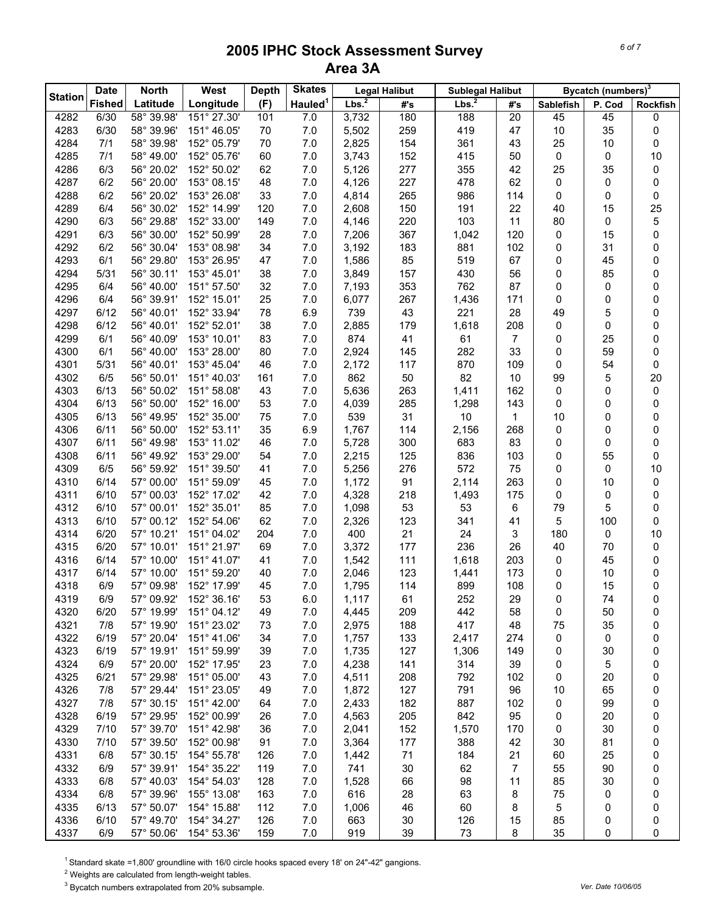# 2005 IPHC Stock Assessment Survey
## Area 3A

| Station | Date Fished | North Latitude | West Longitude | Depth (F) | Skates Hauled[1] | Legal Halibut | | Sublegal Halibut | | Bycatch (numbers)[3] | | |
|---|---|---|---|---|---|---|---|---|---|---|---|---|
| | | | | | | Lbs.[2] | #'s | Lbs.[2] | #'s | Sablefish | P. Cod | Rockfish |
| 4282 | 6/30 | 58° 39.98' | 151° 27.30' | 101 | 7.0 | 3,732 | 180 | 188 | 20 | 45 | 45 | 0 |
| 4283 | 6/30 | 58° 39.96' | 151° 46.05' | 70 | 7.0 | 5,502 | 259 | 419 | 47 | 10 | 35 | 0 |
| 4284 | 7/1 | 58° 39.98' | 152° 05.79' | 70 | 7.0 | 2,825 | 154 | 361 | 43 | 25 | 10 | 0 |
| 4285 | 7/1 | 58° 49.00' | 152° 05.76' | 60 | 7.0 | 3,743 | 152 | 415 | 50 | 0 | 0 | 10 |
| 4286 | 6/3 | 56° 20.02' | 152° 50.02' | 62 | 7.0 | 5,126 | 277 | 355 | 42 | 25 | 35 | 0 |
| 4287 | 6/2 | 56° 20.00' | 153° 08.15' | 48 | 7.0 | 4,126 | 227 | 478 | 62 | 0 | 0 | 0 |
| 4288 | 6/2 | 56° 20.02' | 153° 26.08' | 33 | 7.0 | 4,814 | 265 | 986 | 114 | 0 | 0 | 0 |
| 4289 | 6/4 | 56° 30.02' | 152° 14.99' | 120 | 7.0 | 2,608 | 150 | 191 | 22 | 40 | 15 | 25 |
| 4290 | 6/3 | 56° 29.88' | 152° 33.00' | 149 | 7.0 | 4,146 | 220 | 103 | 11 | 80 | 0 | 5 |
| 4291 | 6/3 | 56° 30.00' | 152° 50.99' | 28 | 7.0 | 7,206 | 367 | 1,042 | 120 | 0 | 15 | 0 |
| 4292 | 6/2 | 56° 30.04' | 153° 08.98' | 34 | 7.0 | 3,192 | 183 | 881 | 102 | 0 | 31 | 0 |
| 4293 | 6/1 | 56° 29.80' | 153° 26.95' | 47 | 7.0 | 1,586 | 85 | 519 | 67 | 0 | 45 | 0 |
| 4294 | 5/31 | 56° 30.11' | 153° 45.01' | 38 | 7.0 | 3,849 | 157 | 430 | 56 | 0 | 85 | 0 |
| 4295 | 6/4 | 56° 40.00' | 151° 57.50' | 32 | 7.0 | 7,193 | 353 | 762 | 87 | 0 | 0 | 0 |
| 4296 | 6/4 | 56° 39.91' | 152° 15.01' | 25 | 7.0 | 6,077 | 267 | 1,436 | 171 | 0 | 0 | 0 |
| 4297 | 6/12 | 56° 40.01' | 152° 33.94' | 78 | 6.9 | 739 | 43 | 221 | 28 | 49 | 5 | 0 |
| 4298 | 6/12 | 56° 40.01' | 152° 52.01' | 38 | 7.0 | 2,885 | 179 | 1,618 | 208 | 0 | 0 | 0 |
| 4299 | 6/1 | 56° 40.09' | 153° 10.01' | 83 | 7.0 | 874 | 41 | 61 | 7 | 0 | 25 | 0 |
| 4300 | 6/1 | 56° 40.00' | 153° 28.00' | 80 | 7.0 | 2,924 | 145 | 282 | 33 | 0 | 59 | 0 |
| 4301 | 5/31 | 56° 40.01' | 153° 45.04' | 46 | 7.0 | 2,172 | 117 | 870 | 109 | 0 | 54 | 0 |
| 4302 | 6/5 | 56° 50.01' | 151° 40.03' | 161 | 7.0 | 862 | 50 | 82 | 10 | 99 | 5 | 20 |
| 4303 | 6/13 | 56° 50.02' | 151° 58.08' | 43 | 7.0 | 5,636 | 263 | 1,411 | 162 | 0 | 0 | 0 |
| 4304 | 6/13 | 56° 50.00' | 152° 16.00' | 53 | 7.0 | 4,039 | 285 | 1,298 | 143 | 0 | 0 | 0 |
| 4305 | 6/13 | 56° 49.95' | 152° 35.00' | 75 | 7.0 | 539 | 31 | 10 | 1 | 10 | 0 | 0 |
| 4306 | 6/11 | 56° 50.00' | 152° 53.11' | 35 | 6.9 | 1,767 | 114 | 2,156 | 268 | 0 | 0 | 0 |
| 4307 | 6/11 | 56° 49.98' | 153° 11.02' | 46 | 7.0 | 5,728 | 300 | 683 | 83 | 0 | 0 | 0 |
| 4308 | 6/11 | 56° 49.92' | 153° 29.00' | 54 | 7.0 | 2,215 | 125 | 836 | 103 | 0 | 55 | 0 |
| 4309 | 6/5 | 56° 59.92' | 151° 39.50' | 41 | 7.0 | 5,256 | 276 | 572 | 75 | 0 | 0 | 10 |
| 4310 | 6/14 | 57° 00.00' | 151° 59.09' | 45 | 7.0 | 1,172 | 91 | 2,114 | 263 | 0 | 10 | 0 |
| 4311 | 6/10 | 57° 00.03' | 152° 17.02' | 42 | 7.0 | 4,328 | 218 | 1,493 | 175 | 0 | 0 | 0 |
| 4312 | 6/10 | 57° 00.01' | 152° 35.01' | 85 | 7.0 | 1,098 | 53 | 53 | 6 | 79 | 5 | 0 |
| 4313 | 6/10 | 57° 00.12' | 152° 54.06' | 62 | 7.0 | 2,326 | 123 | 341 | 41 | 5 | 100 | 0 |
| 4314 | 6/20 | 57° 10.21' | 151° 04.02' | 204 | 7.0 | 400 | 21 | 24 | 3 | 180 | 0 | 10 |
| 4315 | 6/20 | 57° 10.01' | 151° 21.97' | 69 | 7.0 | 3,372 | 177 | 236 | 26 | 40 | 70 | 0 |
| 4316 | 6/14 | 57° 10.00' | 151° 41.07' | 41 | 7.0 | 1,542 | 111 | 1,618 | 203 | 0 | 45 | 0 |
| 4317 | 6/14 | 57° 10.00' | 151° 59.20' | 40 | 7.0 | 2,046 | 123 | 1,441 | 173 | 0 | 10 | 0 |
| 4318 | 6/9 | 57° 09.98' | 152° 17.99' | 45 | 7.0 | 1,795 | 114 | 899 | 108 | 0 | 15 | 0 |
| 4319 | 6/9 | 57° 09.92' | 152° 36.16' | 53 | 6.0 | 1,117 | 61 | 252 | 29 | 0 | 74 | 0 |
| 4320 | 6/20 | 57° 19.99' | 151° 04.12' | 49 | 7.0 | 4,445 | 209 | 442 | 58 | 0 | 50 | 0 |
| 4321 | 7/8 | 57° 19.90' | 151° 23.02' | 73 | 7.0 | 2,975 | 188 | 417 | 48 | 75 | 35 | 0 |
| 4322 | 6/19 | 57° 20.04' | 151° 41.06' | 34 | 7.0 | 1,757 | 133 | 2,417 | 274 | 0 | 0 | 0 |
| 4323 | 6/19 | 57° 19.91' | 151° 59.99' | 39 | 7.0 | 1,735 | 127 | 1,306 | 149 | 0 | 30 | 0 |
| 4324 | 6/9 | 57° 20.00' | 152° 17.95' | 23 | 7.0 | 4,238 | 141 | 314 | 39 | 0 | 5 | 0 |
| 4325 | 6/21 | 57° 29.98' | 151° 05.00' | 43 | 7.0 | 4,511 | 208 | 792 | 102 | 0 | 20 | 0 |
| 4326 | 7/8 | 57° 29.44' | 151° 23.05' | 49 | 7.0 | 1,872 | 127 | 791 | 96 | 10 | 65 | 0 |
| 4327 | 7/8 | 57° 30.15' | 151° 42.00' | 64 | 7.0 | 2,433 | 182 | 887 | 102 | 0 | 99 | 0 |
| 4328 | 6/19 | 57° 29.95' | 152° 00.99' | 26 | 7.0 | 4,563 | 205 | 842 | 95 | 0 | 20 | 0 |
| 4329 | 7/10 | 57° 39.70' | 151° 42.98' | 36 | 7.0 | 2,041 | 152 | 1,570 | 170 | 0 | 30 | 0 |
| 4330 | 7/10 | 57° 39.50' | 152° 00.98' | 91 | 7.0 | 3,364 | 177 | 388 | 42 | 30 | 81 | 0 |
| 4331 | 6/8 | 57° 30.15' | 154° 55.78' | 126 | 7.0 | 1,442 | 71 | 184 | 21 | 60 | 25 | 0 |
| 4332 | 6/9 | 57° 39.91' | 154° 35.22' | 119 | 7.0 | 741 | 30 | 62 | 7 | 55 | 90 | 0 |
| 4333 | 6/8 | 57° 40.03' | 154° 54.03' | 128 | 7.0 | 1,528 | 66 | 98 | 11 | 85 | 30 | 0 |
| 4334 | 6/8 | 57° 39.96' | 155° 13.08' | 163 | 7.0 | 616 | 28 | 63 | 8 | 75 | 0 | 0 |
| 4335 | 6/13 | 57° 50.07' | 154° 15.88' | 112 | 7.0 | 1,006 | 46 | 60 | 8 | 5 | 0 | 0 |
| 4336 | 6/10 | 57° 49.70' | 154° 34.27' | 126 | 7.0 | 663 | 30 | 126 | 15 | 85 | 0 | 0 |
| 4337 | 6/9 | 57° 50.06' | 154° 53.36' | 159 | 7.0 | 919 | 39 | 73 | 8 | 35 | 0 | 0 |

[1] Standard skate =1,800' groundline with 16/0 circle hooks spaced every 18' on 24"-42" gangions.

[2] Weights are calculated from length-weight tables.

[3] Bycatch numbers extrapolated from 20% subsample.

Ver. Date 10/06/05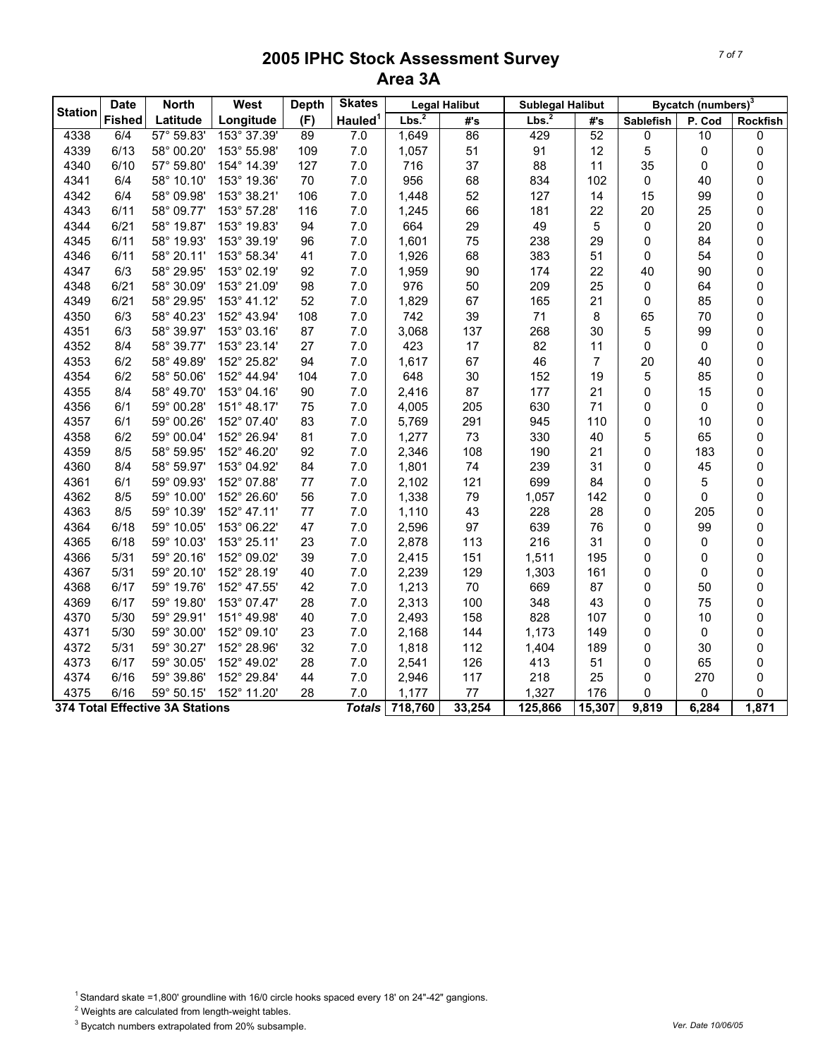# 2005 IPHC Stock Assessment Survey
## Area 3A

| Station | Date Fished | North Latitude | West Longitude | Depth (F) | Skates Hauled[1] | Legal Halibut Lbs.[2] | Legal Halibut #'s | Sublegal Halibut Lbs.[2] | Sublegal Halibut #'s | Bycatch (numbers)[3] Sablefish | P. Cod | Rockfish |
|---|---|---|---|---|---|---|---|---|---|---|---|---|
| 4338 | 6/4 | 57° 59.83' | 153° 37.39' | 89 | 7.0 | 1,649 | 86 | 429 | 52 | 0 | 10 | 0 |
| 4339 | 6/13 | 58° 00.20' | 153° 55.98' | 109 | 7.0 | 1,057 | 51 | 91 | 12 | 5 | 0 | 0 |
| 4340 | 6/10 | 57° 59.80' | 154° 14.39' | 127 | 7.0 | 716 | 37 | 88 | 11 | 35 | 0 | 0 |
| 4341 | 6/4 | 58° 10.10' | 153° 19.36' | 70 | 7.0 | 956 | 68 | 834 | 102 | 0 | 40 | 0 |
| 4342 | 6/4 | 58° 09.98' | 153° 38.21' | 106 | 7.0 | 1,448 | 52 | 127 | 14 | 15 | 99 | 0 |
| 4343 | 6/11 | 58° 09.77' | 153° 57.28' | 116 | 7.0 | 1,245 | 66 | 181 | 22 | 20 | 25 | 0 |
| 4344 | 6/21 | 58° 19.87' | 153° 19.83' | 94 | 7.0 | 664 | 29 | 49 | 5 | 0 | 20 | 0 |
| 4345 | 6/11 | 58° 19.93' | 153° 39.19' | 96 | 7.0 | 1,601 | 75 | 238 | 29 | 0 | 84 | 0 |
| 4346 | 6/11 | 58° 20.11' | 153° 58.34' | 41 | 7.0 | 1,926 | 68 | 383 | 51 | 0 | 54 | 0 |
| 4347 | 6/3 | 58° 29.95' | 153° 02.19' | 92 | 7.0 | 1,959 | 90 | 174 | 22 | 40 | 90 | 0 |
| 4348 | 6/21 | 58° 30.09' | 153° 21.09' | 98 | 7.0 | 976 | 50 | 209 | 25 | 0 | 64 | 0 |
| 4349 | 6/21 | 58° 29.95' | 153° 41.12' | 52 | 7.0 | 1,829 | 67 | 165 | 21 | 0 | 85 | 0 |
| 4350 | 6/3 | 58° 40.23' | 152° 43.94' | 108 | 7.0 | 742 | 39 | 71 | 8 | 65 | 70 | 0 |
| 4351 | 6/3 | 58° 39.97' | 153° 03.16' | 87 | 7.0 | 3,068 | 137 | 268 | 30 | 5 | 99 | 0 |
| 4352 | 8/4 | 58° 39.77' | 153° 23.14' | 27 | 7.0 | 423 | 17 | 82 | 11 | 0 | 0 | 0 |
| 4353 | 6/2 | 58° 49.89' | 152° 25.82' | 94 | 7.0 | 1,617 | 67 | 46 | 7 | 20 | 40 | 0 |
| 4354 | 6/2 | 58° 50.06' | 152° 44.94' | 104 | 7.0 | 648 | 30 | 152 | 19 | 5 | 85 | 0 |
| 4355 | 8/4 | 58° 49.70' | 153° 04.16' | 90 | 7.0 | 2,416 | 87 | 177 | 21 | 0 | 15 | 0 |
| 4356 | 6/1 | 59° 00.28' | 151° 48.17' | 75 | 7.0 | 4,005 | 205 | 630 | 71 | 0 | 0 | 0 |
| 4357 | 6/1 | 59° 00.26' | 152° 07.40' | 83 | 7.0 | 5,769 | 291 | 945 | 110 | 0 | 10 | 0 |
| 4358 | 6/2 | 59° 00.04' | 152° 26.94' | 81 | 7.0 | 1,277 | 73 | 330 | 40 | 5 | 65 | 0 |
| 4359 | 8/5 | 58° 59.95' | 152° 46.20' | 92 | 7.0 | 2,346 | 108 | 190 | 21 | 0 | 183 | 0 |
| 4360 | 8/4 | 58° 59.97' | 153° 04.92' | 84 | 7.0 | 1,801 | 74 | 239 | 31 | 0 | 45 | 0 |
| 4361 | 6/1 | 59° 09.93' | 152° 07.88' | 77 | 7.0 | 2,102 | 121 | 699 | 84 | 0 | 5 | 0 |
| 4362 | 8/5 | 59° 10.00' | 152° 26.60' | 56 | 7.0 | 1,338 | 79 | 1,057 | 142 | 0 | 0 | 0 |
| 4363 | 8/5 | 59° 10.39' | 152° 47.11' | 77 | 7.0 | 1,110 | 43 | 228 | 28 | 0 | 205 | 0 |
| 4364 | 6/18 | 59° 10.05' | 153° 06.22' | 47 | 7.0 | 2,596 | 97 | 639 | 76 | 0 | 99 | 0 |
| 4365 | 6/18 | 59° 10.03' | 153° 25.11' | 23 | 7.0 | 2,878 | 113 | 216 | 31 | 0 | 0 | 0 |
| 4366 | 5/31 | 59° 20.16' | 152° 09.02' | 39 | 7.0 | 2,415 | 151 | 1,511 | 195 | 0 | 0 | 0 |
| 4367 | 5/31 | 59° 20.10' | 152° 28.19' | 40 | 7.0 | 2,239 | 129 | 1,303 | 161 | 0 | 0 | 0 |
| 4368 | 6/17 | 59° 19.76' | 152° 47.55' | 42 | 7.0 | 1,213 | 70 | 669 | 87 | 0 | 50 | 0 |
| 4369 | 6/17 | 59° 19.80' | 153° 07.47' | 28 | 7.0 | 2,313 | 100 | 348 | 43 | 0 | 75 | 0 |
| 4370 | 5/30 | 59° 29.91' | 151° 49.98' | 40 | 7.0 | 2,493 | 158 | 828 | 107 | 0 | 10 | 0 |
| 4371 | 5/30 | 59° 30.00' | 152° 09.10' | 23 | 7.0 | 2,168 | 144 | 1,173 | 149 | 0 | 0 | 0 |
| 4372 | 5/31 | 59° 30.27' | 152° 28.96' | 32 | 7.0 | 1,818 | 112 | 1,404 | 189 | 0 | 30 | 0 |
| 4373 | 6/17 | 59° 30.05' | 152° 49.02' | 28 | 7.0 | 2,541 | 126 | 413 | 51 | 0 | 65 | 0 |
| 4374 | 6/16 | 59° 39.86' | 152° 29.84' | 44 | 7.0 | 2,946 | 117 | 218 | 25 | 0 | 270 | 0 |
| 4375 | 6/16 | 59° 50.15' | 152° 11.20' | 28 | 7.0 | 1,177 | 77 | 1,327 | 176 | 0 | 0 | 0 |
| **374 Total Effective 3A Stations** | | | | | ***Totals*** | **718,760** | **33,254** | **125,866** | **15,307** | **9,819** | **6,284** | **1,871** |

[1] Standard skate =1,800' groundline with 16/0 circle hooks spaced every 18' on 24"-42" gangions.

[2] Weights are calculated from length-weight tables.

[3] Bycatch numbers extrapolated from 20% subsample.

*Ver. Date 10/06/05*